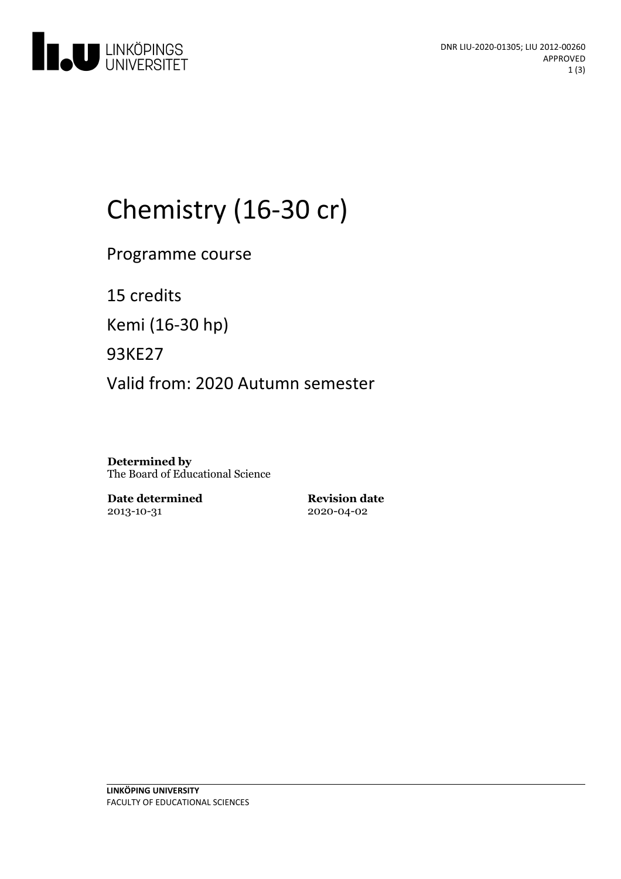DNR LIU-2020-01305; LIU 2012-00260
APPROVED

# Chemistry (16-30 cr)

Programme course

15 credits

Kemi (16-30 hp)

93KE27

Valid from: 2020 Autumn semester

**Determined by**
The Board of Educational Science

**Date determined**
2013-10-31

**Revision date**
2020-04-02

**LINKÖPING UNIVERSITY**
FACULTY OF EDUCATIONAL SCIENCES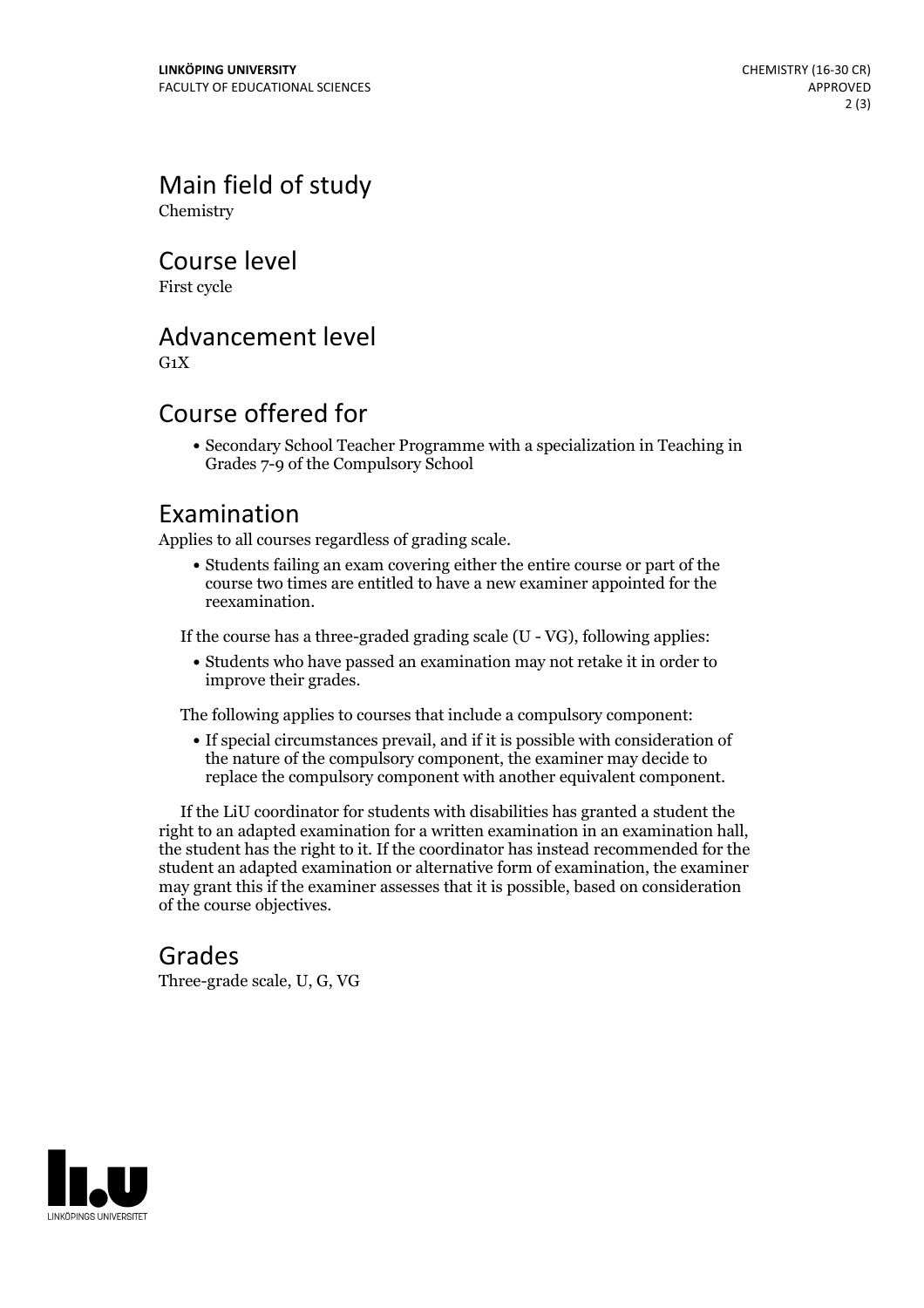## Main field of study

Chemistry

## Course level

First cycle

## Advancement level

G1X

## Course offered for

- Secondary School Teacher Programme with a specialization in Teaching in Grades 7-9 of the Compulsory School

## Examination

Applies to all courses regardless of grading scale.

- Students failing an exam covering either the entire course or part of the course two times are entitled to have a new examiner appointed for the reexamination.

If the course has a three-graded grading scale (U - VG), following applies:

- Students who have passed an examination may not retake it in order to improve their grades.

The following applies to courses that include a compulsory component:

- If special circumstances prevail, and if it is possible with consideration of the nature of the compulsory component, the examiner may decide to replace the compulsory component with another equivalent component.

If the LiU coordinator for students with disabilities has granted a student the right to an adapted examination for a written examination in an examination hall, the student has the right to it. If the coordinator has instead recommended for the student an adapted examination or alternative form of examination, the examiner may grant this if the examiner assesses that it is possible, based on consideration of the course objectives.

## Grades

Three-grade scale, U, G, VG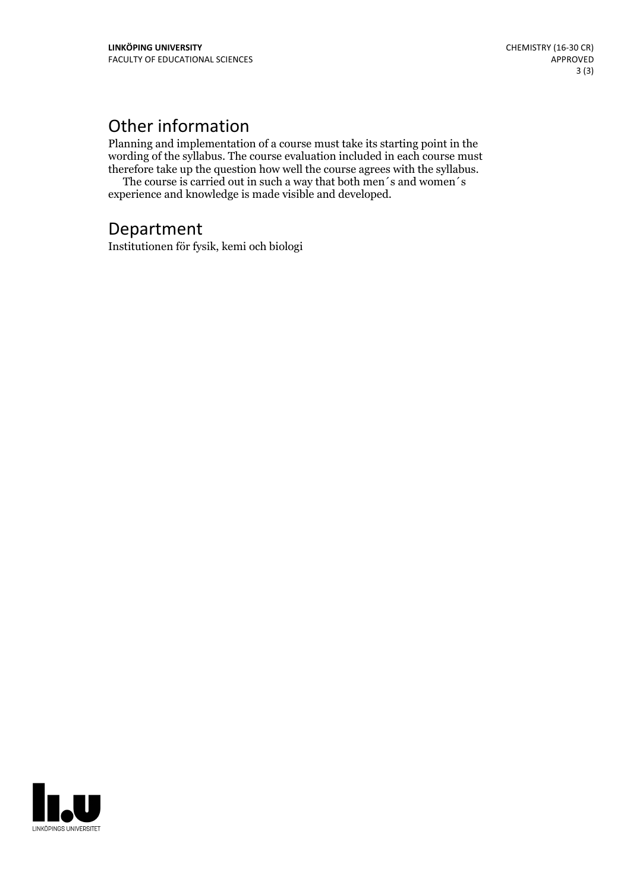## Other information

Planning and implementation of a course must take its starting point in the wording of the syllabus. The course evaluation included in each course must therefore take up the question how well the course agrees with the syllabus.

The course is carried out in such a way that both men´s and women´s experience and knowledge is made visible and developed.

## Department

Institutionen för fysik, kemi och biologi